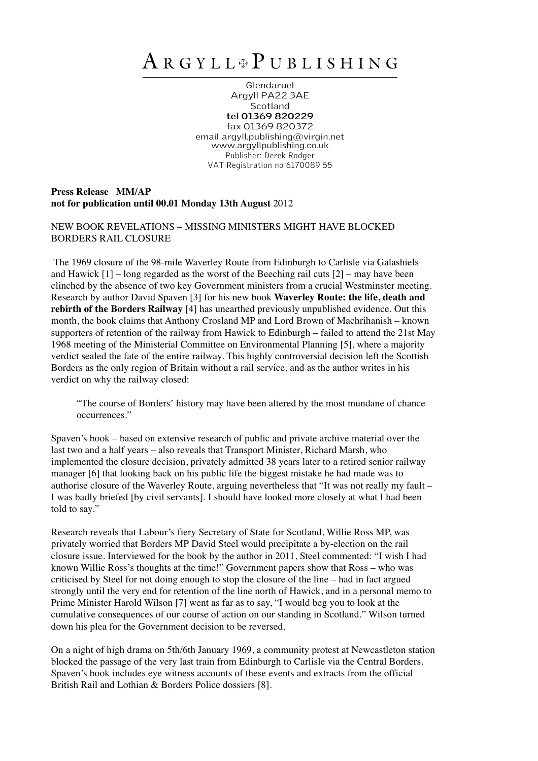# ARGYLL PUBLISHING

Glendaruel
Argyll PA22 3AE
Scotland
**tel 01369 820229**
fax 01369 820372
email argyll.publishing@virgin.net
www.argyllpublishing.co.uk
Publisher: Derek Rodger
VAT Registration no 6170089 55

**Press Release MM/AP**
**not for publication until 00.01 Monday 13th August** 2012

NEW BOOK REVELATIONS – MISSING MINISTERS MIGHT HAVE BLOCKED BORDERS RAIL CLOSURE

The 1969 closure of the 98-mile Waverley Route from Edinburgh to Carlisle via Galashiels and Hawick [1] – long regarded as the worst of the Beeching rail cuts [2] – may have been clinched by the absence of two key Government ministers from a crucial Westminster meeting. Research by author David Spaven [3] for his new book **Waverley Route: the life, death and rebirth of the Borders Railway** [4] has unearthed previously unpublished evidence. Out this month, the book claims that Anthony Crosland MP and Lord Brown of Machrihanish – known supporters of retention of the railway from Hawick to Edinburgh – failed to attend the 21st May 1968 meeting of the Ministerial Committee on Environmental Planning [5], where a majority verdict sealed the fate of the entire railway. This highly controversial decision left the Scottish Borders as the only region of Britain without a rail service, and as the author writes in his verdict on why the railway closed:

> "The course of Borders' history may have been altered by the most mundane of chance occurrences."

Spaven's book – based on extensive research of public and private archive material over the last two and a half years – also reveals that Transport Minister, Richard Marsh, who implemented the closure decision, privately admitted 38 years later to a retired senior railway manager [6] that looking back on his public life the biggest mistake he had made was to authorise closure of the Waverley Route, arguing nevertheless that "It was not really my fault – I was badly briefed [by civil servants]. I should have looked more closely at what I had been told to say."

Research reveals that Labour's fiery Secretary of State for Scotland, Willie Ross MP, was privately worried that Borders MP David Steel would precipitate a by-election on the rail closure issue. Interviewed for the book by the author in 2011, Steel commented: "I wish I had known Willie Ross's thoughts at the time!" Government papers show that Ross – who was criticised by Steel for not doing enough to stop the closure of the line – had in fact argued strongly until the very end for retention of the line north of Hawick, and in a personal memo to Prime Minister Harold Wilson [7] went as far as to say, "I would beg you to look at the cumulative consequences of our course of action on our standing in Scotland." Wilson turned down his plea for the Government decision to be reversed.

On a night of high drama on 5th/6th January 1969, a community protest at Newcastleton station blocked the passage of the very last train from Edinburgh to Carlisle via the Central Borders. Spaven's book includes eye witness accounts of these events and extracts from the official British Rail and Lothian & Borders Police dossiers [8].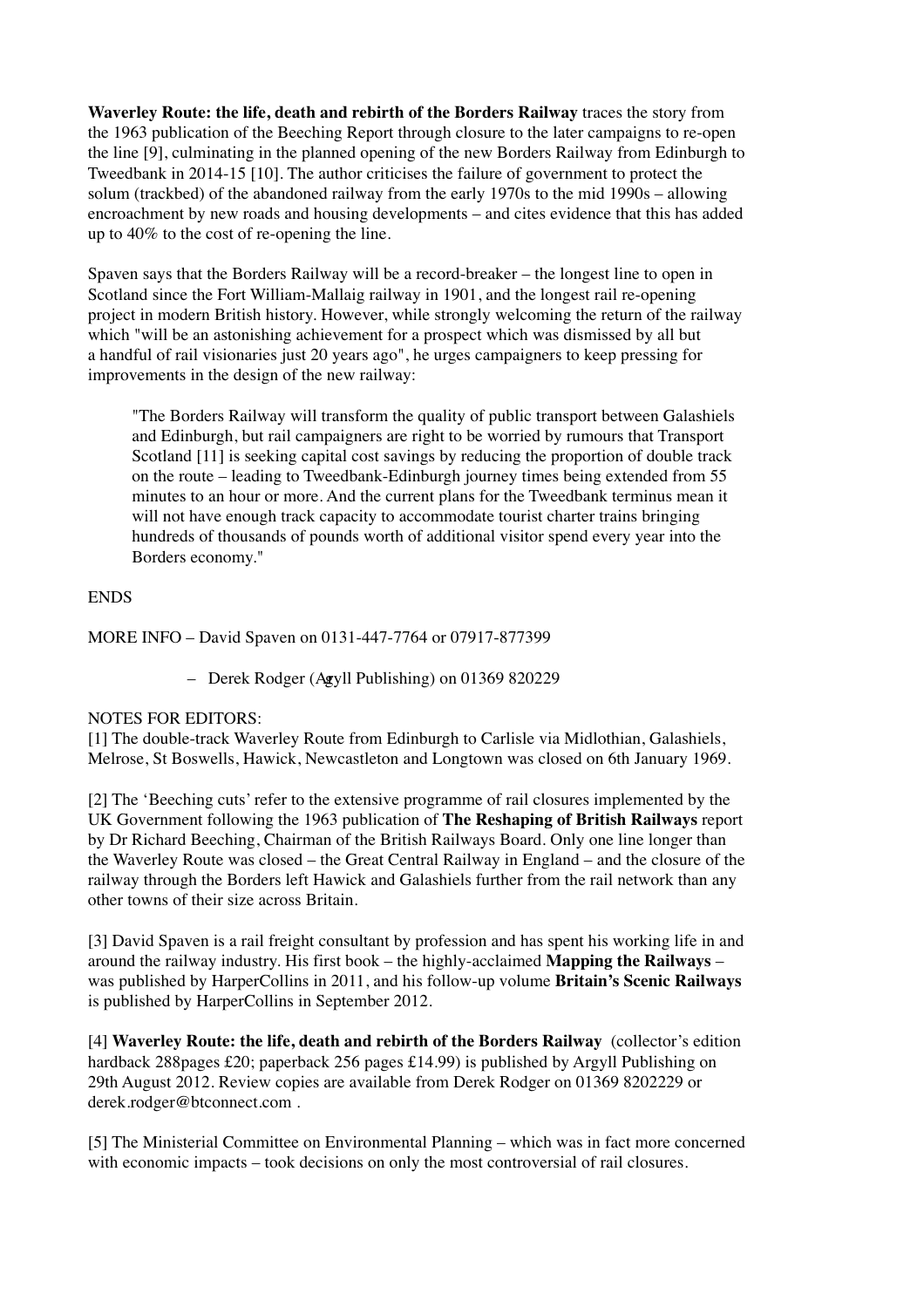**Waverley Route: the life, death and rebirth of the Borders Railway** traces the story from the 1963 publication of the Beeching Report through closure to the later campaigns to re-open the line [9], culminating in the planned opening of the new Borders Railway from Edinburgh to Tweedbank in 2014-15 [10]. The author criticises the failure of government to protect the solum (trackbed) of the abandoned railway from the early 1970s to the mid 1990s – allowing encroachment by new roads and housing developments – and cites evidence that this has added up to 40% to the cost of re-opening the line.

Spaven says that the Borders Railway will be a record-breaker – the longest line to open in Scotland since the Fort William-Mallaig railway in 1901, and the longest rail re-opening project in modern British history. However, while strongly welcoming the return of the railway which "will be an astonishing achievement for a prospect which was dismissed by all but a handful of rail visionaries just 20 years ago", he urges campaigners to keep pressing for improvements in the design of the new railway:

> "The Borders Railway will transform the quality of public transport between Galashiels and Edinburgh, but rail campaigners are right to be worried by rumours that Transport Scotland [11] is seeking capital cost savings by reducing the proportion of double track on the route – leading to Tweedbank-Edinburgh journey times being extended from 55 minutes to an hour or more. And the current plans for the Tweedbank terminus mean it will not have enough track capacity to accommodate tourist charter trains bringing hundreds of thousands of pounds worth of additional visitor spend every year into the Borders economy."

ENDS

MORE INFO – David Spaven on 0131-447-7764 or 07917-877399

– Derek Rodger (Argyll Publishing) on 01369 820229

NOTES FOR EDITORS:

[1] The double-track Waverley Route from Edinburgh to Carlisle via Midlothian, Galashiels, Melrose, St Boswells, Hawick, Newcastleton and Longtown was closed on 6th January 1969.

[2] The 'Beeching cuts' refer to the extensive programme of rail closures implemented by the UK Government following the 1963 publication of **The Reshaping of British Railways** report by Dr Richard Beeching, Chairman of the British Railways Board. Only one line longer than the Waverley Route was closed – the Great Central Railway in England – and the closure of the railway through the Borders left Hawick and Galashiels further from the rail network than any other towns of their size across Britain.

[3] David Spaven is a rail freight consultant by profession and has spent his working life in and around the railway industry. His first book – the highly-acclaimed **Mapping the Railways** – was published by HarperCollins in 2011, and his follow-up volume **Britain's Scenic Railways** is published by HarperCollins in September 2012.

[4] **Waverley Route: the life, death and rebirth of the Borders Railway** (collector's edition hardback 288pages £20; paperback 256 pages £14.99) is published by Argyll Publishing on 29th August 2012. Review copies are available from Derek Rodger on 01369 8202229 or derek.rodger@btconnect.com .

[5] The Ministerial Committee on Environmental Planning – which was in fact more concerned with economic impacts – took decisions on only the most controversial of rail closures.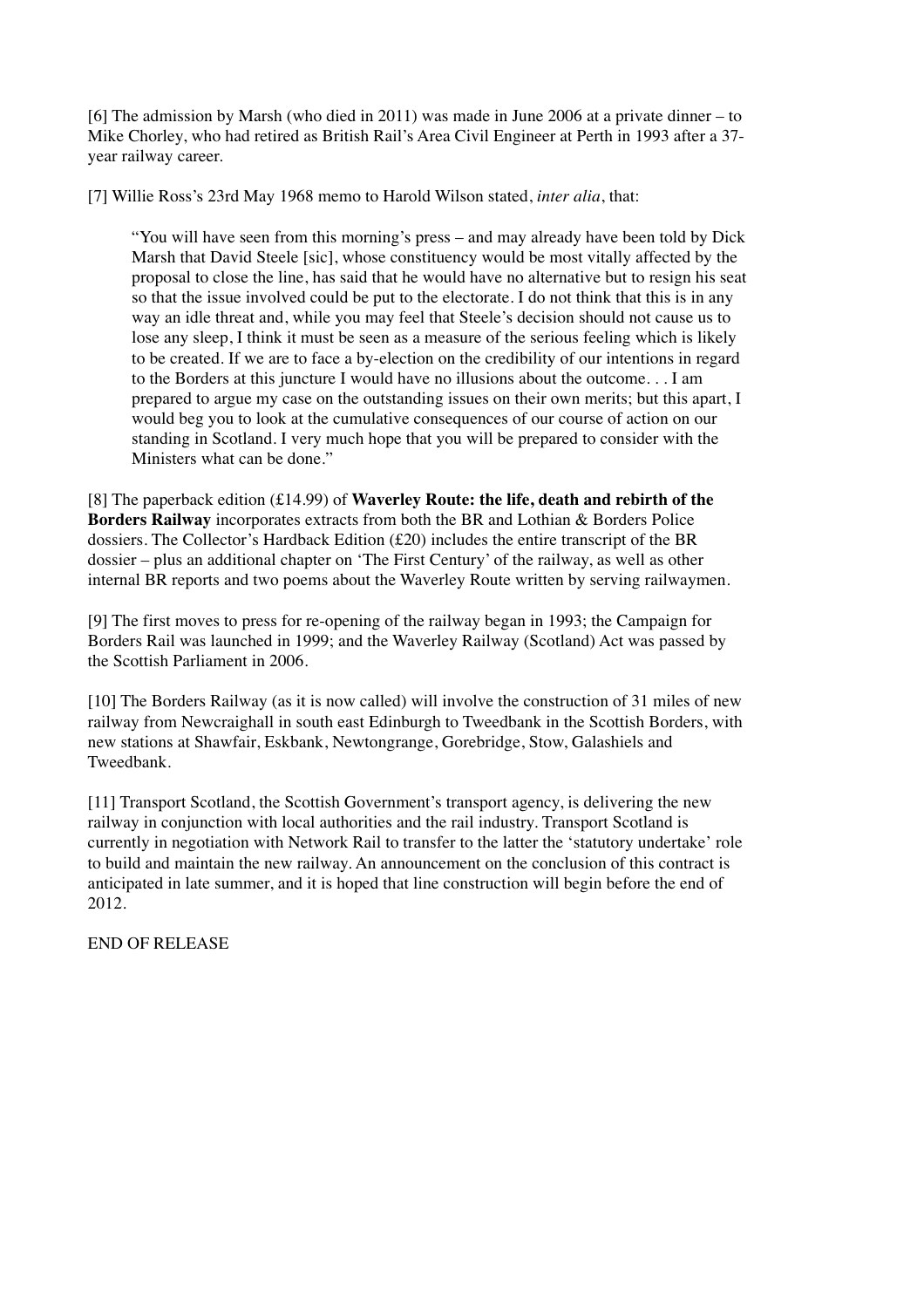[6] The admission by Marsh (who died in 2011) was made in June 2006 at a private dinner – to Mike Chorley, who had retired as British Rail's Area Civil Engineer at Perth in 1993 after a 37-year railway career.

[7] Willie Ross's 23rd May 1968 memo to Harold Wilson stated, *inter alia*, that:

> "You will have seen from this morning's press – and may already have been told by Dick Marsh that David Steele [sic], whose constituency would be most vitally affected by the proposal to close the line, has said that he would have no alternative but to resign his seat so that the issue involved could be put to the electorate. I do not think that this is in any way an idle threat and, while you may feel that Steele's decision should not cause us to lose any sleep, I think it must be seen as a measure of the serious feeling which is likely to be created. If we are to face a by-election on the credibility of our intentions in regard to the Borders at this juncture I would have no illusions about the outcome. . . I am prepared to argue my case on the outstanding issues on their own merits; but this apart, I would beg you to look at the cumulative consequences of our course of action on our standing in Scotland. I very much hope that you will be prepared to consider with the Ministers what can be done."

[8] The paperback edition (£14.99) of **Waverley Route: the life, death and rebirth of the Borders Railway** incorporates extracts from both the BR and Lothian & Borders Police dossiers. The Collector's Hardback Edition (£20) includes the entire transcript of the BR dossier – plus an additional chapter on 'The First Century' of the railway, as well as other internal BR reports and two poems about the Waverley Route written by serving railwaymen.

[9] The first moves to press for re-opening of the railway began in 1993; the Campaign for Borders Rail was launched in 1999; and the Waverley Railway (Scotland) Act was passed by the Scottish Parliament in 2006.

[10] The Borders Railway (as it is now called) will involve the construction of 31 miles of new railway from Newcraighall in south east Edinburgh to Tweedbank in the Scottish Borders, with new stations at Shawfair, Eskbank, Newtongrange, Gorebridge, Stow, Galashiels and Tweedbank.

[11] Transport Scotland, the Scottish Government's transport agency, is delivering the new railway in conjunction with local authorities and the rail industry. Transport Scotland is currently in negotiation with Network Rail to transfer to the latter the 'statutory undertake' role to build and maintain the new railway. An announcement on the conclusion of this contract is anticipated in late summer, and it is hoped that line construction will begin before the end of 2012.

END OF RELEASE